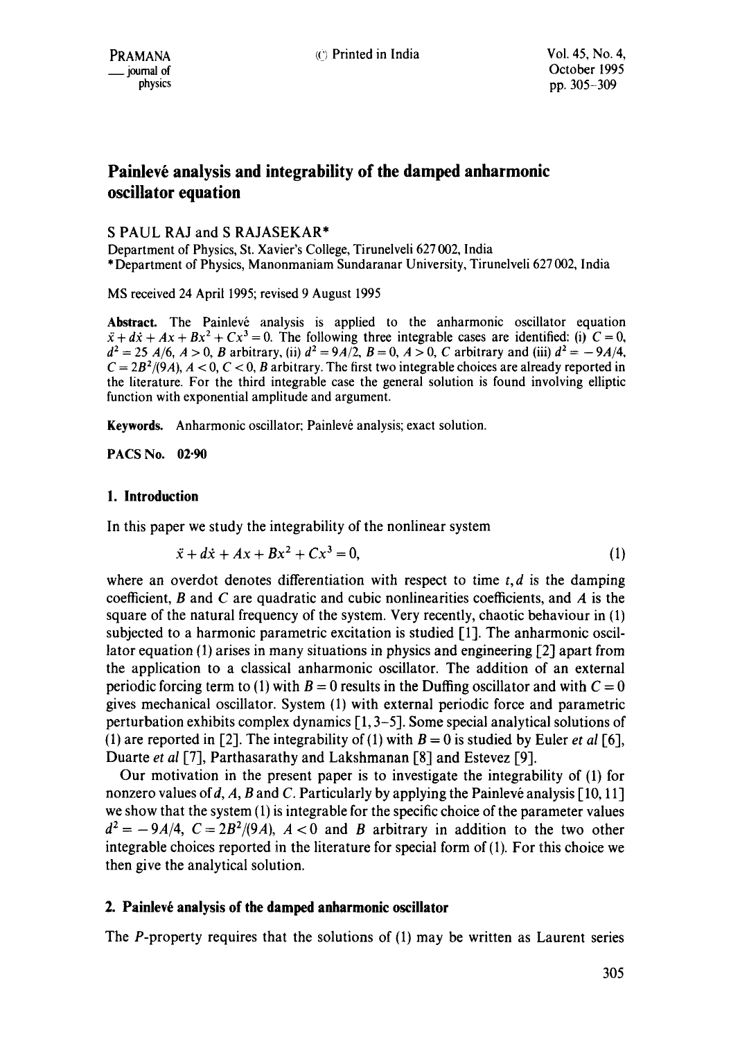# Painlevé analysis and integrability of the damped anharmonic oscillator equation

S PAUL RAJ and S RAJASEKAR*

Department of Physics, St. Xavier's College, Tirunelveli 627 002, India

*Department of Physics, Manonmaniam Sundaranar University, Tirunelveli 627 002, India

MS received 24 April 1995; revised 9 August 1995

**Abstract.** The Painlevé analysis is applied to the anharmonic oscillator equation $\ddot{x} + d\dot{x} + Ax + Bx^2 + Cx^3 = 0$. The following three integrable cases are identified: (i) $C = 0$, $d^2 = 25\,A/6$, $A > 0$, $B$ arbitrary, (ii) $d^2 = 9A/2$, $B = 0$, $A > 0$, $C$ arbitrary and (iii) $d^2 = -9A/4$, $C = 2B^2/(9A)$, $A < 0$, $C < 0$, $B$ arbitrary. The first two integrable choices are already reported in the literature. For the third integrable case the general solution is found involving elliptic function with exponential amplitude and argument.

**Keywords.** Anharmonic oscillator; Painlevé analysis; exact solution.

**PACS No. 02·90**

## 1. Introduction

In this paper we study the integrability of the nonlinear system

$$\ddot{x} + d\dot{x} + Ax + Bx^2 + Cx^3 = 0, \tag{1}$$

where an overdot denotes differentiation with respect to time $t$, $d$ is the damping coefficient, $B$ and $C$ are quadratic and cubic nonlinearities coefficients, and $A$ is the square of the natural frequency of the system. Very recently, chaotic behaviour in (1) subjected to a harmonic parametric excitation is studied [1]. The anharmonic oscillator equation (1) arises in many situations in physics and engineering [2] apart from the application to a classical anharmonic oscillator. The addition of an external periodic forcing term to (1) with $B = 0$ results in the Duffing oscillator and with $C = 0$ gives mechanical oscillator. System (1) with external periodic force and parametric perturbation exhibits complex dynamics [1, 3–5]. Some special analytical solutions of (1) are reported in [2]. The integrability of (1) with $B = 0$ is studied by Euler *et al* [6], Duarte *et al* [7], Parthasarathy and Lakshmanan [8] and Estevez [9].

Our motivation in the present paper is to investigate the integrability of (1) for nonzero values of $d$, $A$, $B$ and $C$. Particularly by applying the Painlevé analysis [10, 11] we show that the system (1) is integrable for the specific choice of the parameter values $d^2 = -9A/4$, $C = 2B^2/(9A)$, $A < 0$ and $B$ arbitrary in addition to the two other integrable choices reported in the literature for special form of (1). For this choice we then give the analytical solution.

## 2. Painlevé analysis of the damped anharmonic oscillator

The $P$-property requires that the solutions of (1) may be written as Laurent series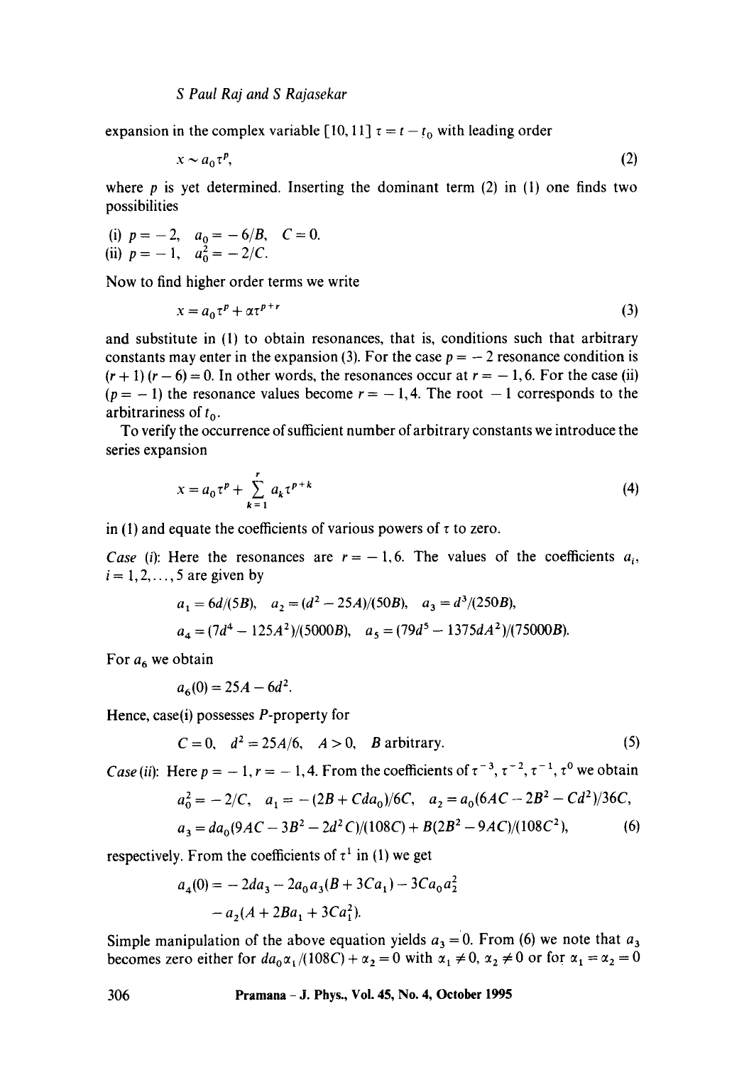expansion in the complex variable [10, 11] $\tau = t - t_0$ with leading order

$$x \sim a_0 \tau^p, \tag{2}$$

where $p$ is yet determined. Inserting the dominant term (2) in (1) one finds two possibilities

(i) $p = -2$, $a_0 = -6/B$, $C = 0$.
(ii) $p = -1$, $a_0^2 = -2/C$.

Now to find higher order terms we write

$$x = a_0 \tau^p + \alpha \tau^{p+r} \tag{3}$$

and substitute in (1) to obtain resonances, that is, conditions such that arbitrary constants may enter in the expansion (3). For the case $p = -2$ resonance condition is $(r+1)(r-6) = 0$. In other words, the resonances occur at $r = -1, 6$. For the case (ii) $(p = -1)$ the resonance values become $r = -1, 4$. The root $-1$ corresponds to the arbitrariness of $t_0$.

To verify the occurrence of sufficient number of arbitrary constants we introduce the series expansion

$$x = a_0 \tau^p + \sum_{k=1}^{r} a_k \tau^{p+k} \tag{4}$$

in (1) and equate the coefficients of various powers of $\tau$ to zero.

*Case (i)*: Here the resonances are $r = -1, 6$. The values of the coefficients $a_i$, $i = 1, 2, \ldots, 5$ are given by

$$a_1 = 6d/(5B), \quad a_2 = (d^2 - 25A)/(50B), \quad a_3 = d^3/(250B),$$

$$a_4 = (7d^4 - 125A^2)/(5000B), \quad a_5 = (79d^5 - 1375dA^2)/(75000B).$$

For $a_6$ we obtain

$$a_6(0) = 25A - 6d^2.$$

Hence, case(i) possesses *P*-property for

$$C = 0, \quad d^2 = 25A/6, \quad A > 0, \quad B \text{ arbitrary}. \tag{5}$$

*Case (ii)*: Here $p = -1, r = -1, 4$. From the coefficients of $\tau^{-3}, \tau^{-2}, \tau^{-1}, \tau^0$ we obtain

$$a_0^2 = -2/C, \quad a_1 = -(2B + Cda_0)/6C, \quad a_2 = a_0(6AC - 2B^2 - Cd^2)/36C,$$

$$a_3 = da_0(9AC - 3B^2 - 2d^2C)/(108C) + B(2B^2 - 9AC)/(108C^2), \tag{6}$$

respectively. From the coefficients of $\tau^1$ in (1) we get

$$a_4(0) = -2da_3 - 2a_0a_3(B + 3Ca_1) - 3Ca_0a_2^2$$
$$- a_2(A + 2Ba_1 + 3Ca_1^2).$$

Simple manipulation of the above equation yields $a_3 = 0$. From (6) we note that $a_3$ becomes zero either for $da_0\alpha_1/(108C) + \alpha_2 = 0$ with $\alpha_1 \neq 0$, $\alpha_2 \neq 0$ or for $\alpha_1 = \alpha_2 = 0$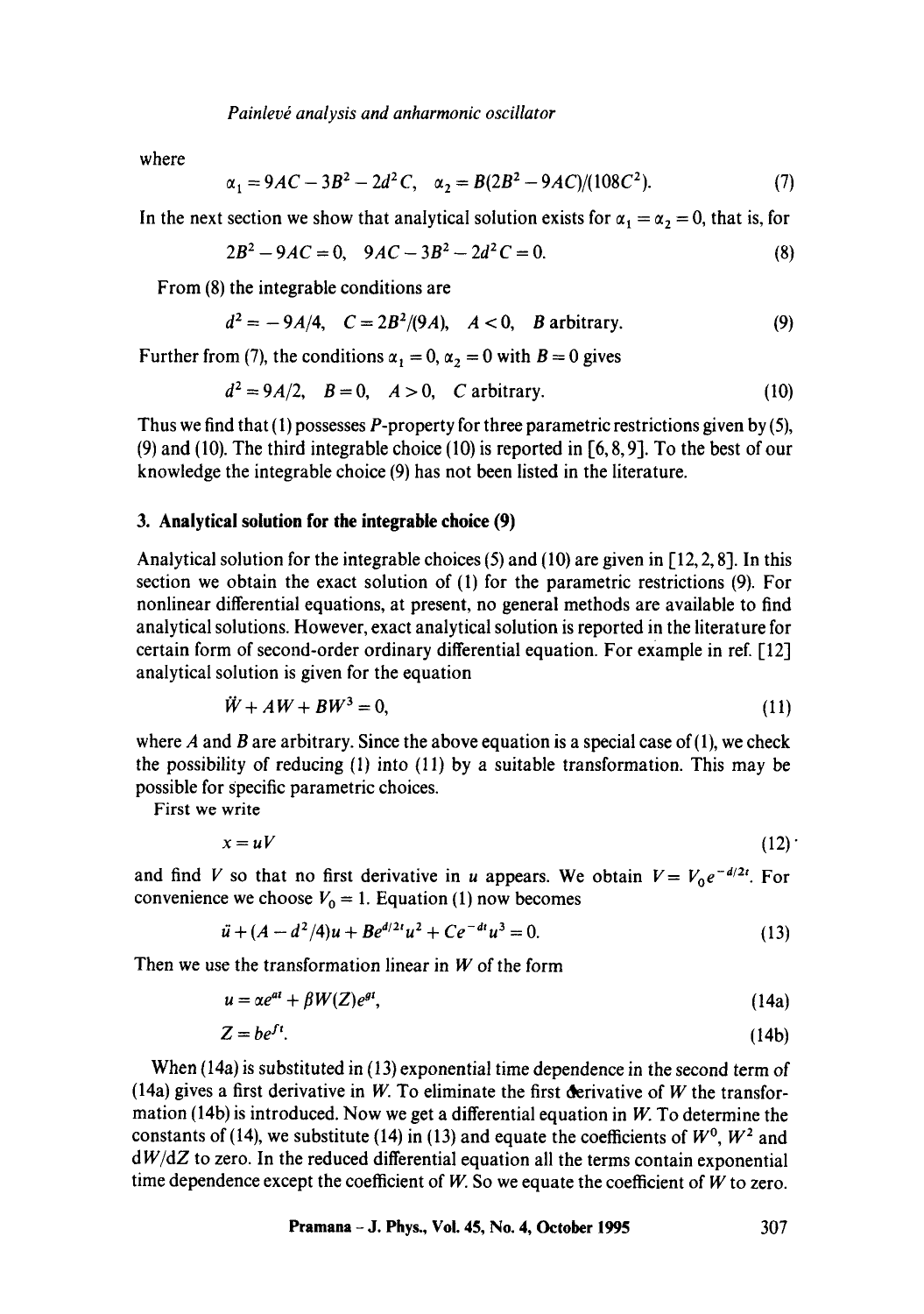where

$$\alpha_1 = 9AC - 3B^2 - 2d^2C, \quad \alpha_2 = B(2B^2 - 9AC)/(108C^2). \tag{7}$$

In the next section we show that analytical solution exists for $\alpha_1 = \alpha_2 = 0$, that is, for

$$2B^2 - 9AC = 0, \quad 9AC - 3B^2 - 2d^2C = 0. \tag{8}$$

From (8) the integrable conditions are

$$d^2 = -9A/4, \quad C = 2B^2/(9A), \quad A < 0, \quad B \text{ arbitrary}. \tag{9}$$

Further from (7), the conditions $\alpha_1 = 0, \alpha_2 = 0$ with $B = 0$ gives

$$d^2 = 9A/2, \quad B = 0, \quad A > 0, \quad C \text{ arbitrary}. \tag{10}$$

Thus we find that (1) possesses $P$-property for three parametric restrictions given by (5), (9) and (10). The third integrable choice (10) is reported in [6, 8, 9]. To the best of our knowledge the integrable choice (9) has not been listed in the literature.

## 3. Analytical solution for the integrable choice (9)

Analytical solution for the integrable choices (5) and (10) are given in [12, 2, 8]. In this section we obtain the exact solution of (1) for the parametric restrictions (9). For nonlinear differential equations, at present, no general methods are available to find analytical solutions. However, exact analytical solution is reported in the literature for certain form of second-order ordinary differential equation. For example in ref. [12] analytical solution is given for the equation

$$\ddot{W} + AW + BW^3 = 0, \tag{11}$$

where $A$ and $B$ are arbitrary. Since the above equation is a special case of (1), we check the possibility of reducing (1) into (11) by a suitable transformation. This may be possible for specific parametric choices.

First we write

$$x = uV \tag{12}$$

and find $V$ so that no first derivative in $u$ appears. We obtain $V = V_0 e^{-d/2t}$. For convenience we choose $V_0 = 1$. Equation (1) now becomes

$$\ddot{u} + (A - d^2/4)u + Be^{d/2t}u^2 + Ce^{-dt}u^3 = 0. \tag{13}$$

Then we use the transformation linear in $W$ of the form

$$u = \alpha e^{at} + \beta W(Z)e^{gt}, \tag{14a}$$

$$Z = be^{ft}. \tag{14b}$$

When (14a) is substituted in (13) exponential time dependence in the second term of (14a) gives a first derivative in $W$. To eliminate the first derivative of $W$ the transformation (14b) is introduced. Now we get a differential equation in $W$. To determine the constants of (14), we substitute (14) in (13) and equate the coefficients of $W^0$, $W^2$ and $\mathrm{d}W/\mathrm{d}Z$ to zero. In the reduced differential equation all the terms contain exponential time dependence except the coefficient of $W$. So we equate the coefficient of $W$ to zero.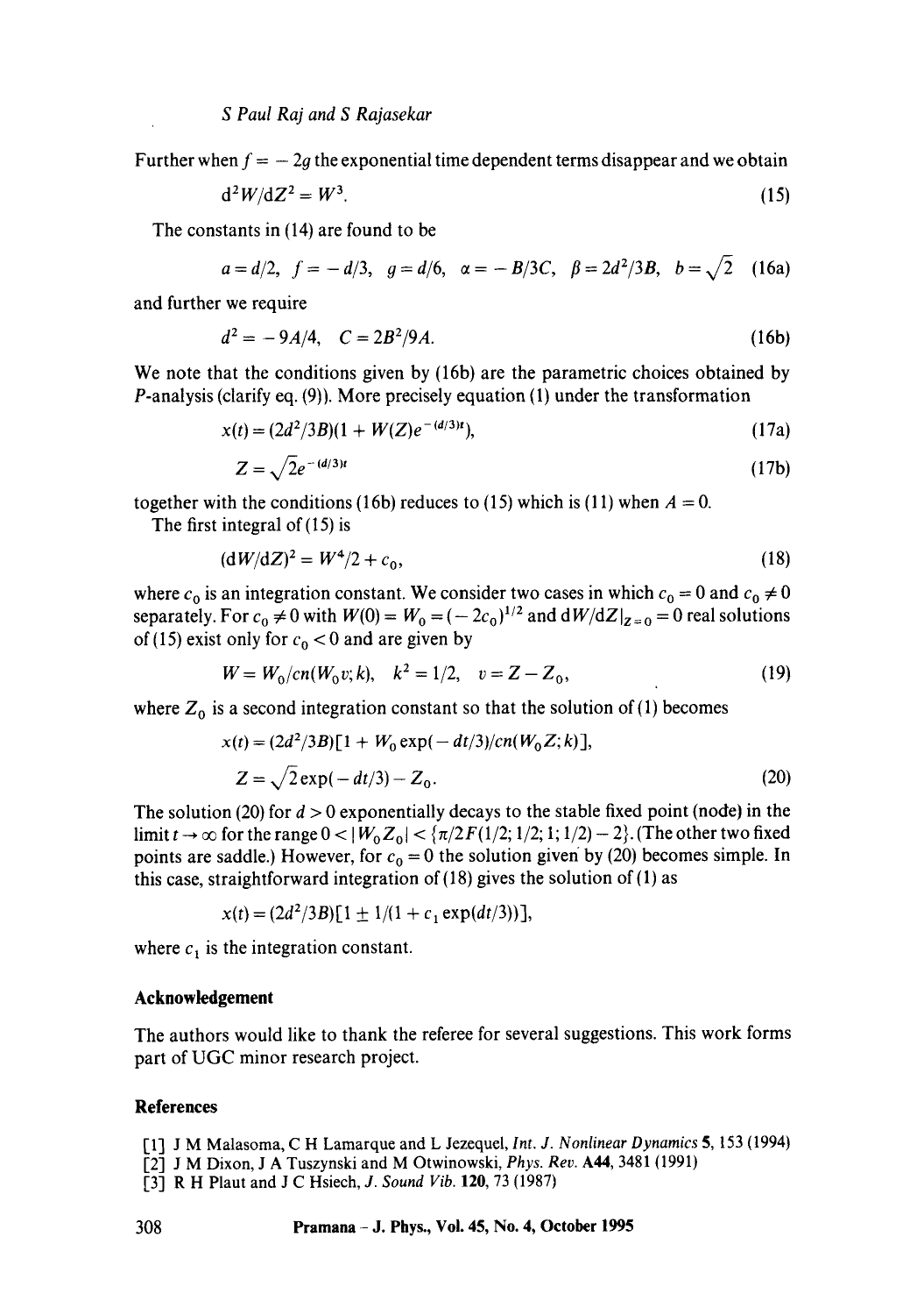Further when $f = -2g$ the exponential time dependent terms disappear and we obtain

$$\mathrm{d}^2W/\mathrm{d}Z^2 = W^3. \tag{15}$$

The constants in (14) are found to be

$$a = d/2, \quad f = -d/3, \quad g = d/6, \quad \alpha = -B/3C, \quad \beta = 2d^2/3B, \quad b = \sqrt{2} \tag{16a}$$

and further we require

$$d^2 = -9A/4, \quad C = 2B^2/9A. \tag{16b}$$

We note that the conditions given by (16b) are the parametric choices obtained by $P$-analysis (clarify eq. (9)). More precisely equation (1) under the transformation

$$x(t) = (2d^2/3B)(1 + W(Z)e^{-(d/3)t}), \tag{17a}$$

$$Z = \sqrt{2}e^{-(d/3)t} \tag{17b}$$

together with the conditions (16b) reduces to (15) which is (11) when $A = 0$.

The first integral of (15) is

$$(\mathrm{d}W/\mathrm{d}Z)^2 = W^4/2 + c_0, \tag{18}$$

where $c_0$ is an integration constant. We consider two cases in which $c_0 = 0$ and $c_0 \neq 0$ separately. For $c_0 \neq 0$ with $W(0) = W_0 = (-2c_0)^{1/2}$ and $\mathrm{d}W/\mathrm{d}Z|_{Z=0} = 0$ real solutions of (15) exist only for $c_0 < 0$ and are given by

$$W = W_0/cn(W_0 v; k), \quad k^2 = 1/2, \quad v = Z - Z_0, \tag{19}$$

where $Z_0$ is a second integration constant so that the solution of (1) becomes

$$x(t) = (2d^2/3B)[1 + W_0 \exp(-dt/3)/cn(W_0 Z; k)],$$

$$Z = \sqrt{2}\exp(-dt/3) - Z_0. \tag{20}$$

The solution (20) for $d > 0$ exponentially decays to the stable fixed point (node) in the limit $t \to \infty$ for the range $0 < |W_0 Z_0| < \{\pi/2F(1/2; 1/2; 1; 1/2) - 2\}$. (The other two fixed points are saddle.) However, for $c_0 = 0$ the solution given by (20) becomes simple. In this case, straightforward integration of (18) gives the solution of (1) as

$$x(t) = (2d^2/3B)[1 \pm 1/(1 + c_1 \exp(dt/3))],$$

where $c_1$ is the integration constant.

## Acknowledgement

The authors would like to thank the referee for several suggestions. This work forms part of UGC minor research project.

## References

[1] J M Malasoma, C H Lamarque and L Jezequel, *Int. J. Nonlinear Dynamics* **5**, 153 (1994)

[2] J M Dixon, J A Tuszynski and M Otwinowski, *Phys. Rev.* **A44**, 3481 (1991)

[3] R H Plaut and J C Hsiech, *J. Sound Vib.* **120**, 73 (1987)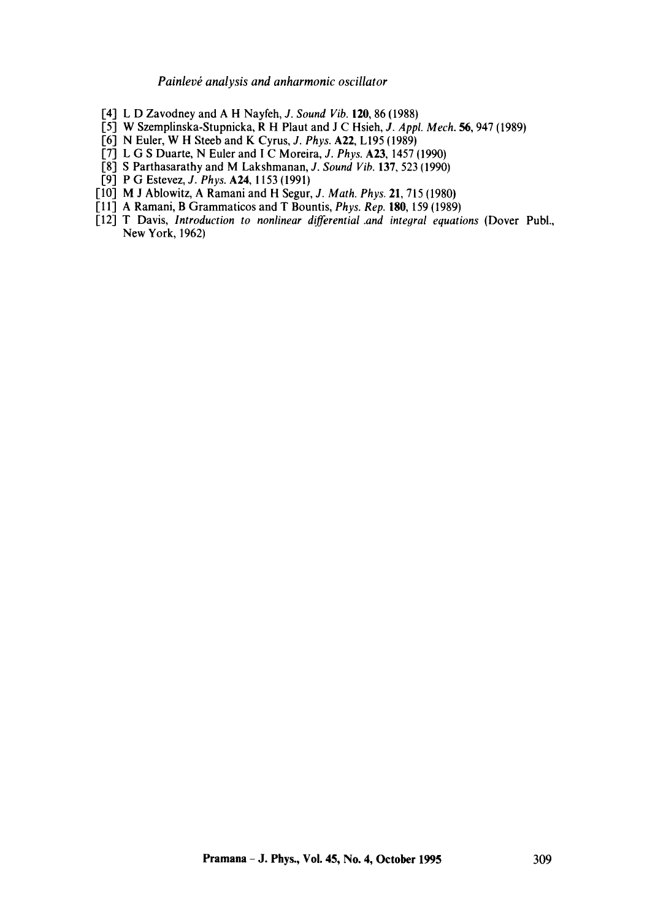[4] L D Zavodney and A H Nayfeh, *J. Sound Vib.* **120**, 86 (1988)
[5] W Szemplinska-Stupnicka, R H Plaut and J C Hsieh, *J. Appl. Mech.* **56**, 947 (1989)
[6] N Euler, W H Steeb and K Cyrus, *J. Phys.* **A22**, L195 (1989)
[7] L G S Duarte, N Euler and I C Moreira, *J. Phys.* **A23**, 1457 (1990)
[8] S Parthasarathy and M Lakshmanan, *J. Sound Vib.* **137**, 523 (1990)
[9] P G Estevez, *J. Phys.* **A24**, 1153 (1991)
[10] M J Ablowitz, A Ramani and H Segur, *J. Math. Phys.* **21**, 715 (1980)
[11] A Ramani, B Grammaticos and T Bountis, *Phys. Rep.* **180**, 159 (1989)
[12] T Davis, *Introduction to nonlinear differential .and integral equations* (Dover Publ., New York, 1962)